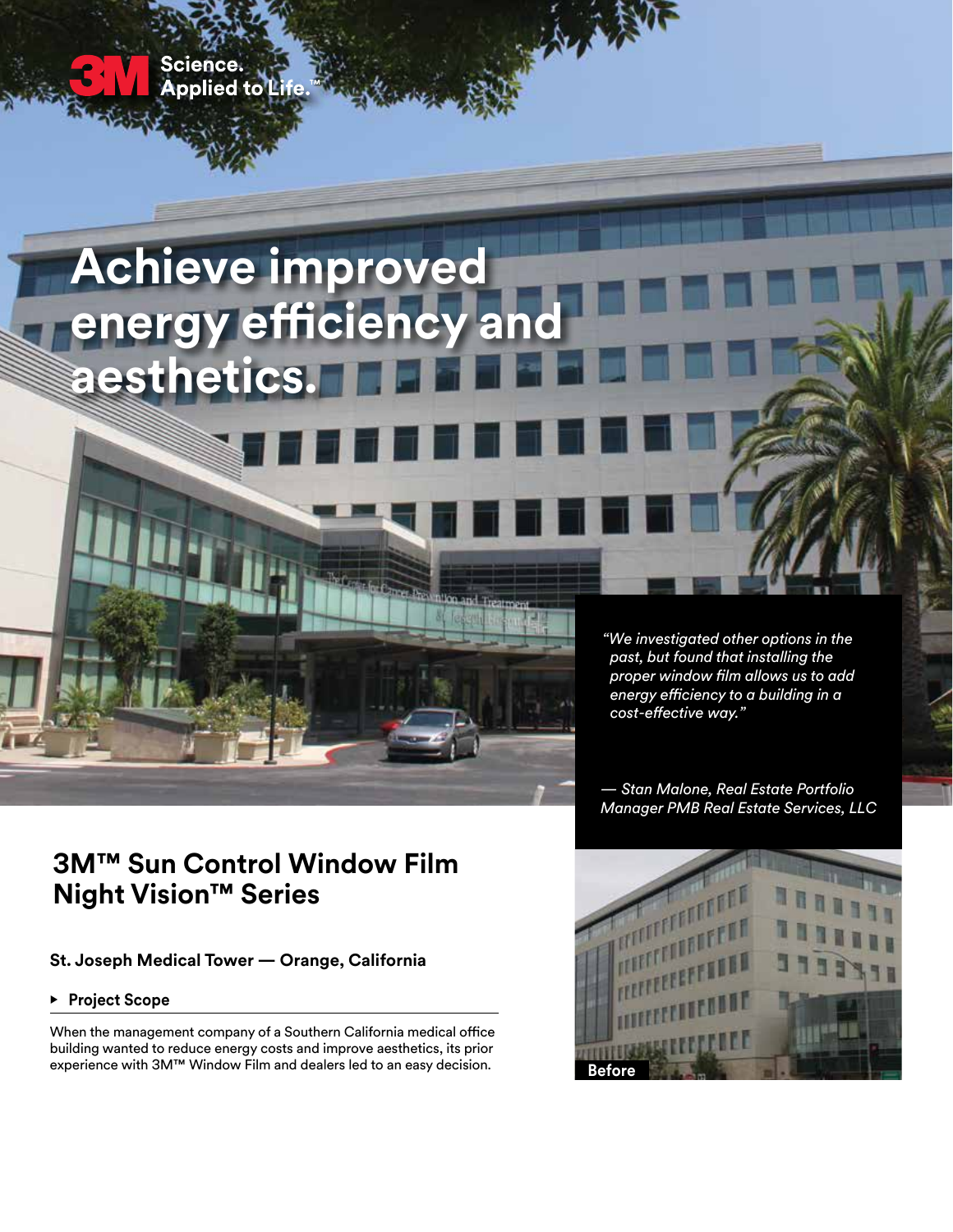3M Science. Applied to Life.™

# Achieve improved energy efficiency and aesthetics.

*"We investigated other options in the past, but found that installing the proper window film allows us to add energy efficiency to a building in a cost-effective way."*

*— Stan Malone, Real Estate Portfolio Manager PMB Real Estate Services, LLC*

## 3M™ Sun Control Window Film Night Vision™ Series

### St. Joseph Medical Tower — Orange, California

#### ▸ Project Scope

When the management company of a Southern California medical office building wanted to reduce energy costs and improve aesthetics, its prior experience with 3M™ Window Film and dealers led to an easy decision.

Before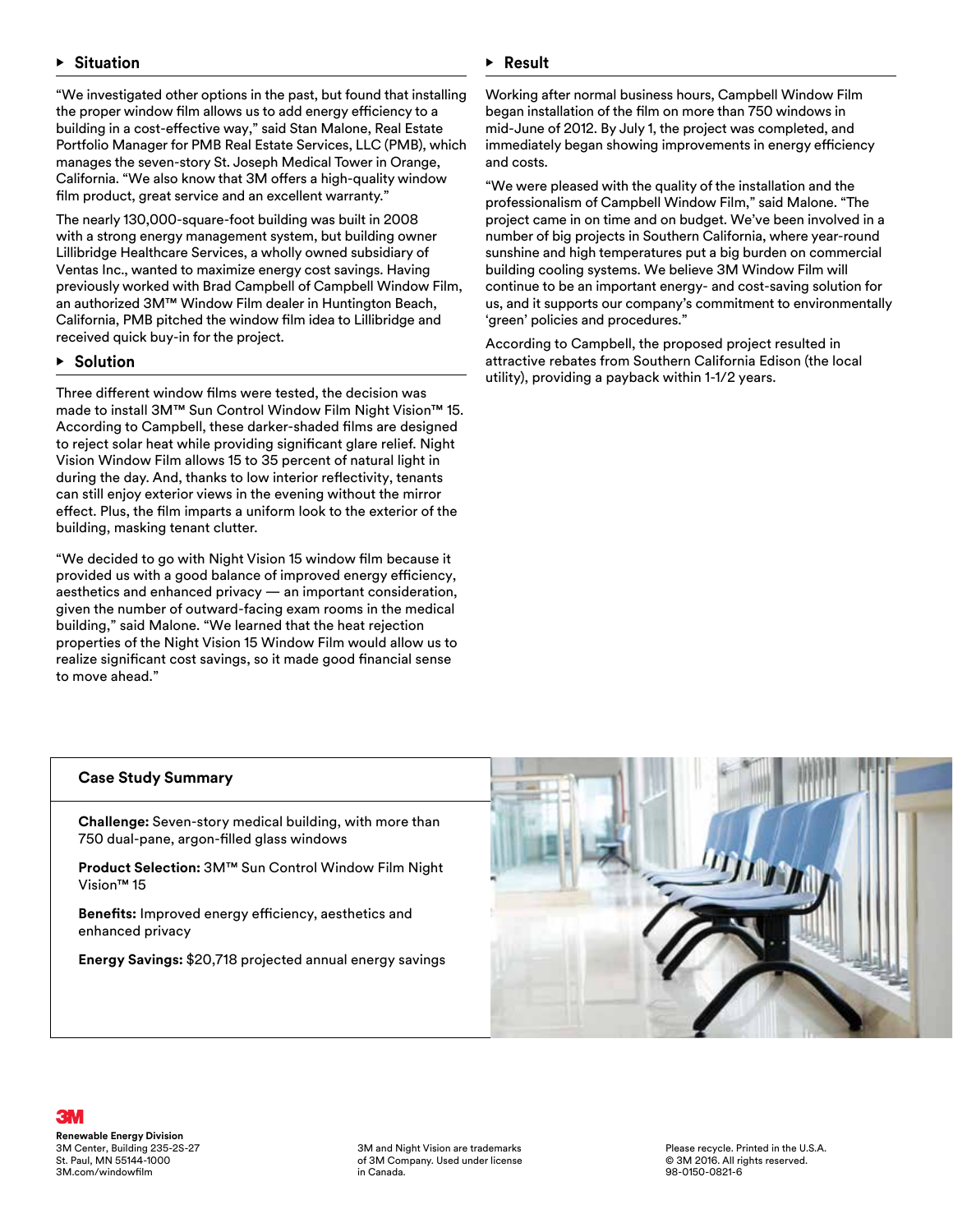## Situation

"We investigated other options in the past, but found that installing the proper window film allows us to add energy efficiency to a building in a cost-effective way," said Stan Malone, Real Estate Portfolio Manager for PMB Real Estate Services, LLC (PMB), which manages the seven-story St. Joseph Medical Tower in Orange, California. "We also know that 3M offers a high-quality window film product, great service and an excellent warranty."

The nearly 130,000-square-foot building was built in 2008 with a strong energy management system, but building owner Lillibridge Healthcare Services, a wholly owned subsidiary of Ventas Inc., wanted to maximize energy cost savings. Having previously worked with Brad Campbell of Campbell Window Film, an authorized 3M™ Window Film dealer in Huntington Beach, California, PMB pitched the window film idea to Lillibridge and received quick buy-in for the project.

## Solution

Three different window films were tested, the decision was made to install 3M™ Sun Control Window Film Night Vision™ 15. According to Campbell, these darker-shaded films are designed to reject solar heat while providing significant glare relief. Night Vision Window Film allows 15 to 35 percent of natural light in during the day. And, thanks to low interior reflectivity, tenants can still enjoy exterior views in the evening without the mirror effect. Plus, the film imparts a uniform look to the exterior of the building, masking tenant clutter.

"We decided to go with Night Vision 15 window film because it provided us with a good balance of improved energy efficiency, aesthetics and enhanced privacy — an important consideration, given the number of outward-facing exam rooms in the medical building," said Malone. "We learned that the heat rejection properties of the Night Vision 15 Window Film would allow us to realize significant cost savings, so it made good financial sense to move ahead."

## Result

Working after normal business hours, Campbell Window Film began installation of the film on more than 750 windows in mid-June of 2012. By July 1, the project was completed, and immediately began showing improvements in energy efficiency and costs.

"We were pleased with the quality of the installation and the professionalism of Campbell Window Film," said Malone. "The project came in on time and on budget. We've been involved in a number of big projects in Southern California, where year-round sunshine and high temperatures put a big burden on commercial building cooling systems. We believe 3M Window Film will continue to be an important energy- and cost-saving solution for us, and it supports our company's commitment to environmentally 'green' policies and procedures."

According to Campbell, the proposed project resulted in attractive rebates from Southern California Edison (the local utility), providing a payback within 1-1/2 years.

### Case Study Summary

**Challenge:** Seven-story medical building, with more than 750 dual-pane, argon-filled glass windows

**Product Selection:** 3M™ Sun Control Window Film Night Vision™ 15

**Benefits:** Improved energy efficiency, aesthetics and enhanced privacy

**Energy Savings:** $20,718 projected annual energy savings

3M

**Renewable Energy Division**
3M Center, Building 235-2S-27
St. Paul, MN 55144-1000
3M.com/windowfilm

3M and Night Vision are trademarks of 3M Company. Used under license in Canada.

Please recycle. Printed in the U.S.A.
© 3M 2016. All rights reserved.
98-0150-0821-6